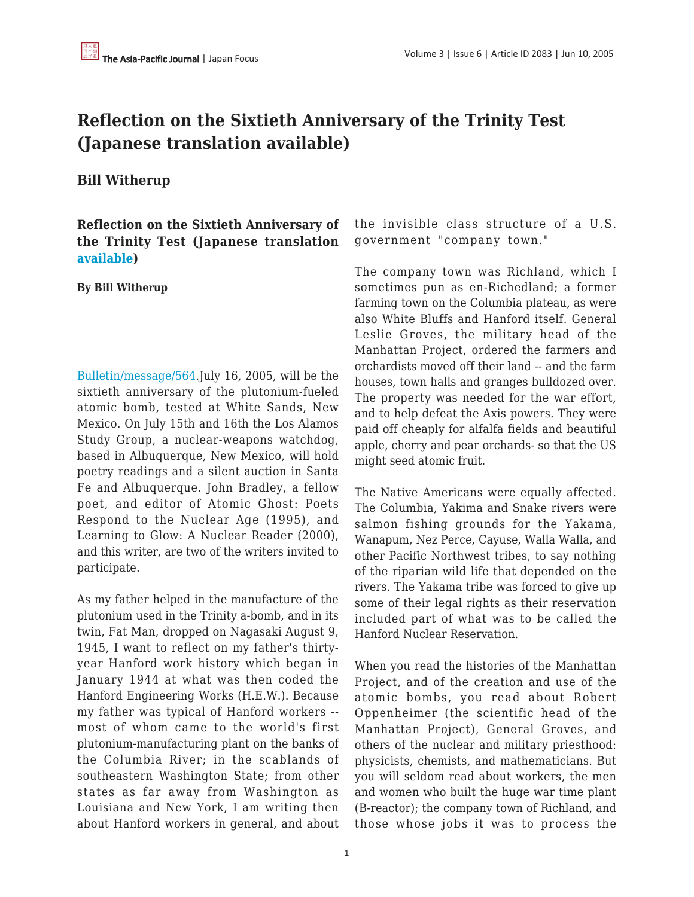# Reflection on the Sixtieth Anniversary of the Trinity Test (Japanese translation available)

## Bill Witherup

**Reflection on the Sixtieth Anniversary of the Trinity Test (Japanese translation available)**

**By Bill Witherup**

Bulletin/message/564.July 16, 2005, will be the sixtieth anniversary of the plutonium-fueled atomic bomb, tested at White Sands, New Mexico. On July 15th and 16th the Los Alamos Study Group, a nuclear-weapons watchdog, based in Albuquerque, New Mexico, will hold poetry readings and a silent auction in Santa Fe and Albuquerque. John Bradley, a fellow poet, and editor of Atomic Ghost: Poets Respond to the Nuclear Age (1995), and Learning to Glow: A Nuclear Reader (2000), and this writer, are two of the writers invited to participate.

As my father helped in the manufacture of the plutonium used in the Trinity a-bomb, and in its twin, Fat Man, dropped on Nagasaki August 9, 1945, I want to reflect on my father's thirty-year Hanford work history which began in January 1944 at what was then coded the Hanford Engineering Works (H.E.W.). Because my father was typical of Hanford workers -- most of whom came to the world's first plutonium-manufacturing plant on the banks of the Columbia River; in the scablands of southeastern Washington State; from other states as far away from Washington as Louisiana and New York, I am writing then about Hanford workers in general, and about the invisible class structure of a U.S. government "company town."

The company town was Richland, which I sometimes pun as en-Richedland; a former farming town on the Columbia plateau, as were also White Bluffs and Hanford itself. General Leslie Groves, the military head of the Manhattan Project, ordered the farmers and orchardists moved off their land -- and the farm houses, town halls and granges bulldozed over. The property was needed for the war effort, and to help defeat the Axis powers. They were paid off cheaply for alfalfa fields and beautiful apple, cherry and pear orchards- so that the US might seed atomic fruit.

The Native Americans were equally affected. The Columbia, Yakima and Snake rivers were salmon fishing grounds for the Yakama, Wanapum, Nez Perce, Cayuse, Walla Walla, and other Pacific Northwest tribes, to say nothing of the riparian wild life that depended on the rivers. The Yakama tribe was forced to give up some of their legal rights as their reservation included part of what was to be called the Hanford Nuclear Reservation.

When you read the histories of the Manhattan Project, and of the creation and use of the atomic bombs, you read about Robert Oppenheimer (the scientific head of the Manhattan Project), General Groves, and others of the nuclear and military priesthood: physicists, chemists, and mathematicians. But you will seldom read about workers, the men and women who built the huge war time plant (B-reactor); the company town of Richland, and those whose jobs it was to process the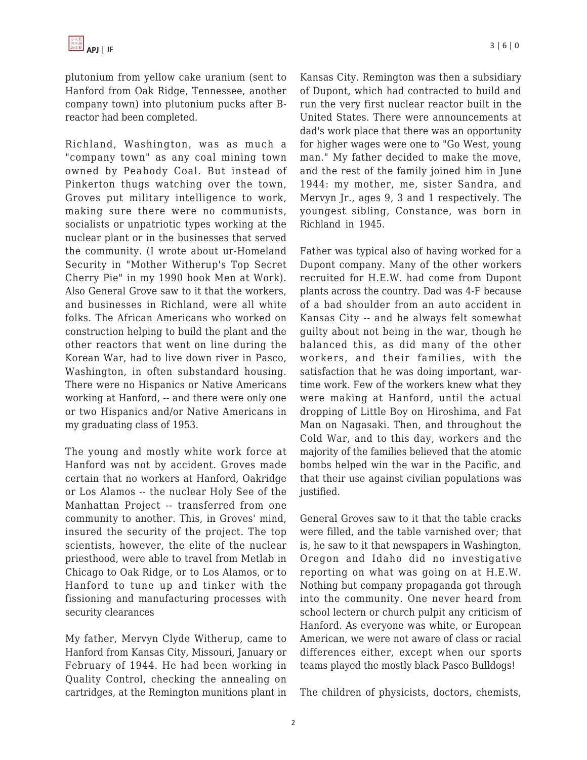plutonium from yellow cake uranium (sent to Hanford from Oak Ridge, Tennessee, another company town) into plutonium pucks after B-reactor had been completed.

Richland, Washington, was as much a "company town" as any coal mining town owned by Peabody Coal. But instead of Pinkerton thugs watching over the town, Groves put military intelligence to work, making sure there were no communists, socialists or unpatriotic types working at the nuclear plant or in the businesses that served the community. (I wrote about ur-Homeland Security in "Mother Witherup's Top Secret Cherry Pie" in my 1990 book Men at Work). Also General Grove saw to it that the workers, and businesses in Richland, were all white folks. The African Americans who worked on construction helping to build the plant and the other reactors that went on line during the Korean War, had to live down river in Pasco, Washington, in often substandard housing. There were no Hispanics or Native Americans working at Hanford, -- and there were only one or two Hispanics and/or Native Americans in my graduating class of 1953.

The young and mostly white work force at Hanford was not by accident. Groves made certain that no workers at Hanford, Oakridge or Los Alamos -- the nuclear Holy See of the Manhattan Project -- transferred from one community to another. This, in Groves' mind, insured the security of the project. The top scientists, however, the elite of the nuclear priesthood, were able to travel from Metlab in Chicago to Oak Ridge, or to Los Alamos, or to Hanford to tune up and tinker with the fissioning and manufacturing processes with security clearances

My father, Mervyn Clyde Witherup, came to Hanford from Kansas City, Missouri, January or February of 1944. He had been working in Quality Control, checking the annealing on cartridges, at the Remington munitions plant in Kansas City. Remington was then a subsidiary of Dupont, which had contracted to build and run the very first nuclear reactor built in the United States. There were announcements at dad's work place that there was an opportunity for higher wages were one to "Go West, young man." My father decided to make the move, and the rest of the family joined him in June 1944: my mother, me, sister Sandra, and Mervyn Jr., ages 9, 3 and 1 respectively. The youngest sibling, Constance, was born in Richland in 1945.

Father was typical also of having worked for a Dupont company. Many of the other workers recruited for H.E.W. had come from Dupont plants across the country. Dad was 4-F because of a bad shoulder from an auto accident in Kansas City -- and he always felt somewhat guilty about not being in the war, though he balanced this, as did many of the other workers, and their families, with the satisfaction that he was doing important, war-time work. Few of the workers knew what they were making at Hanford, until the actual dropping of Little Boy on Hiroshima, and Fat Man on Nagasaki. Then, and throughout the Cold War, and to this day, workers and the majority of the families believed that the atomic bombs helped win the war in the Pacific, and that their use against civilian populations was justified.

General Groves saw to it that the table cracks were filled, and the table varnished over; that is, he saw to it that newspapers in Washington, Oregon and Idaho did no investigative reporting on what was going on at H.E.W. Nothing but company propaganda got through into the community. One never heard from school lectern or church pulpit any criticism of Hanford. As everyone was white, or European American, we were not aware of class or racial differences either, except when our sports teams played the mostly black Pasco Bulldogs!

The children of physicists, doctors, chemists,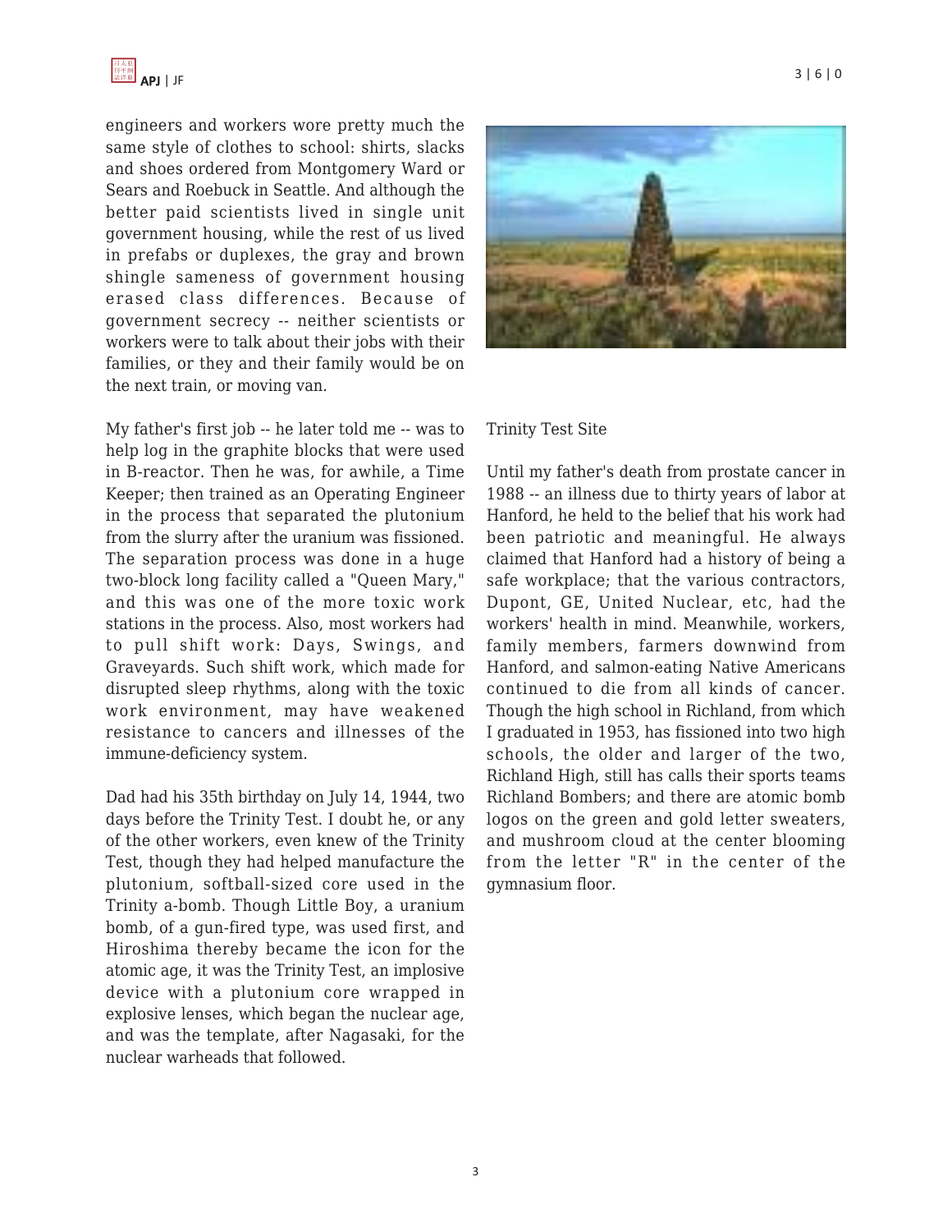engineers and workers wore pretty much the same style of clothes to school: shirts, slacks and shoes ordered from Montgomery Ward or Sears and Roebuck in Seattle. And although the better paid scientists lived in single unit government housing, while the rest of us lived in prefabs or duplexes, the gray and brown shingle sameness of government housing erased class differences. Because of government secrecy -- neither scientists or workers were to talk about their jobs with their families, or they and their family would be on the next train, or moving van.

My father's first job -- he later told me -- was to help log in the graphite blocks that were used in B-reactor. Then he was, for awhile, a Time Keeper; then trained as an Operating Engineer in the process that separated the plutonium from the slurry after the uranium was fissioned. The separation process was done in a huge two-block long facility called a "Queen Mary," and this was one of the more toxic work stations in the process. Also, most workers had to pull shift work: Days, Swings, and Graveyards. Such shift work, which made for disrupted sleep rhythms, along with the toxic work environment, may have weakened resistance to cancers and illnesses of the immune-deficiency system.

Dad had his 35th birthday on July 14, 1944, two days before the Trinity Test. I doubt he, or any of the other workers, even knew of the Trinity Test, though they had helped manufacture the plutonium, softball-sized core used in the Trinity a-bomb. Though Little Boy, a uranium bomb, of a gun-fired type, was used first, and Hiroshima thereby became the icon for the atomic age, it was the Trinity Test, an implosive device with a plutonium core wrapped in explosive lenses, which began the nuclear age, and was the template, after Nagasaki, for the nuclear warheads that followed.

Trinity Test Site

Until my father's death from prostate cancer in 1988 -- an illness due to thirty years of labor at Hanford, he held to the belief that his work had been patriotic and meaningful. He always claimed that Hanford had a history of being a safe workplace; that the various contractors, Dupont, GE, United Nuclear, etc, had the workers' health in mind. Meanwhile, workers, family members, farmers downwind from Hanford, and salmon-eating Native Americans continued to die from all kinds of cancer. Though the high school in Richland, from which I graduated in 1953, has fissioned into two high schools, the older and larger of the two, Richland High, still has calls their sports teams Richland Bombers; and there are atomic bomb logos on the green and gold letter sweaters, and mushroom cloud at the center blooming from the letter "R" in the center of the gymnasium floor.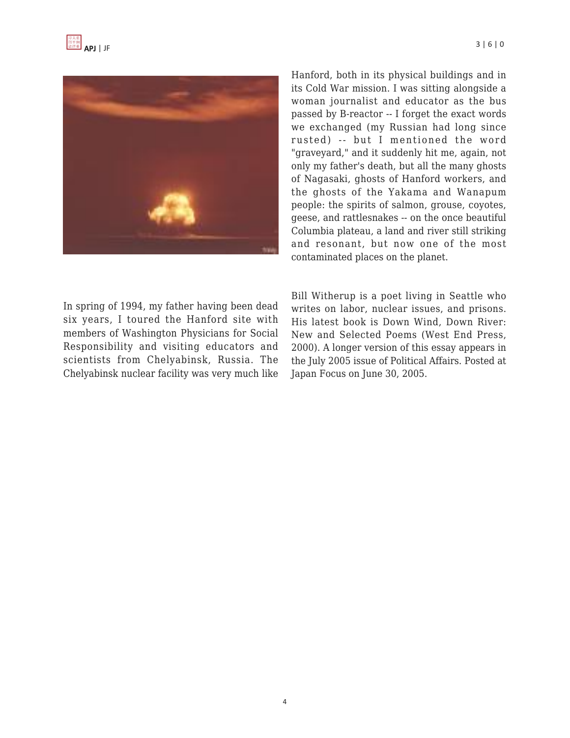In spring of 1994, my father having been dead six years, I toured the Hanford site with members of Washington Physicians for Social Responsibility and visiting educators and scientists from Chelyabinsk, Russia. The Chelyabinsk nuclear facility was very much like Hanford, both in its physical buildings and in its Cold War mission. I was sitting alongside a woman journalist and educator as the bus passed by B-reactor -- I forget the exact words we exchanged (my Russian had long since rusted) -- but I mentioned the word "graveyard," and it suddenly hit me, again, not only my father's death, but all the many ghosts of Nagasaki, ghosts of Hanford workers, and the ghosts of the Yakama and Wanapum people: the spirits of salmon, grouse, coyotes, geese, and rattlesnakes -- on the once beautiful Columbia plateau, a land and river still striking and resonant, but now one of the most contaminated places on the planet.

Bill Witherup is a poet living in Seattle who writes on labor, nuclear issues, and prisons. His latest book is Down Wind, Down River: New and Selected Poems (West End Press, 2000). A longer version of this essay appears in the July 2005 issue of Political Affairs. Posted at Japan Focus on June 30, 2005.